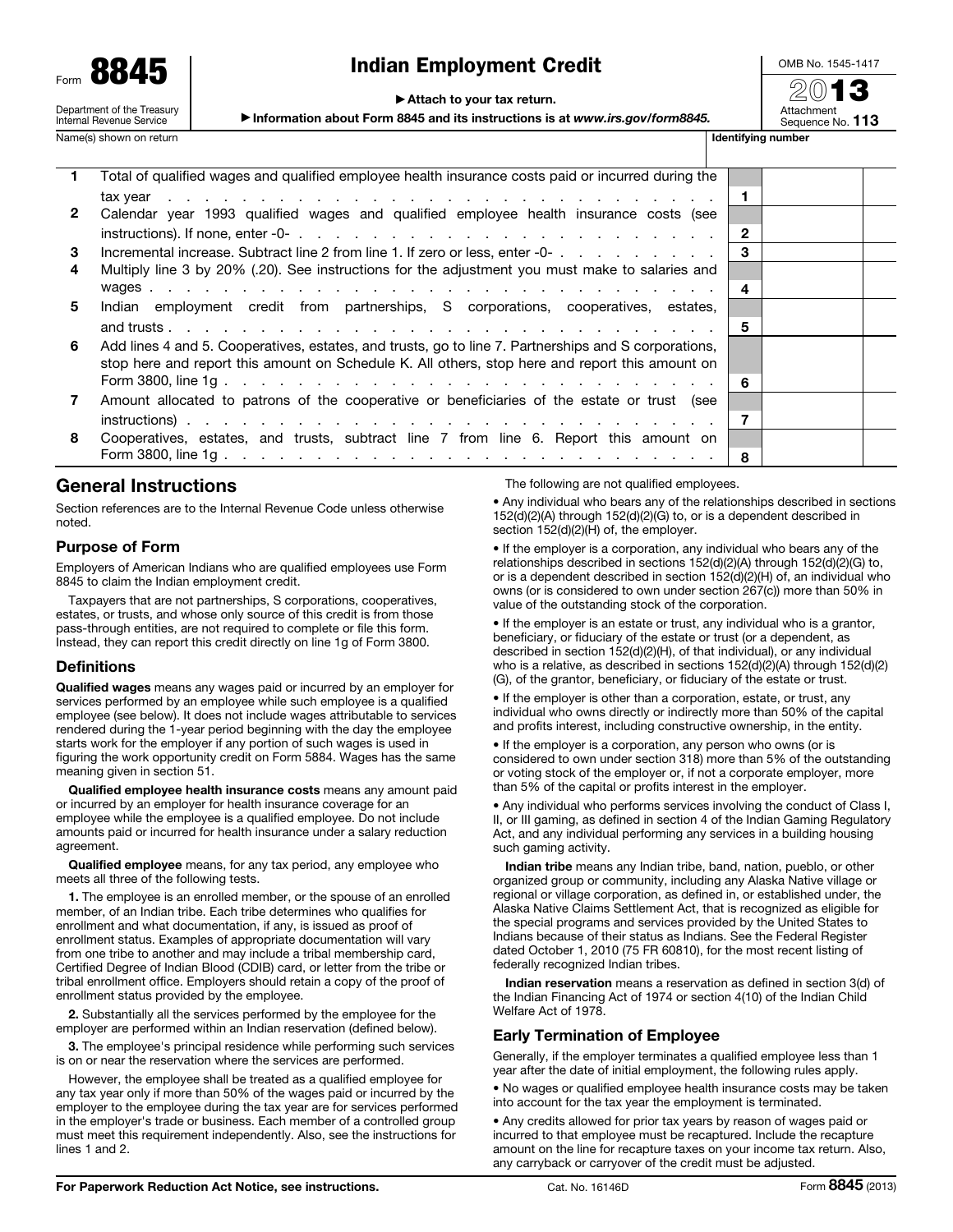Form **8845**

Department of the Treasury
Internal Revenue Service

# Indian Employment Credit

▶ Attach to your tax return.

▶ Information about Form 8845 and its instructions is at *www.irs.gov/form8845.*

OMB No. 1545-1417

2013

Attachment Sequence No. **113**

Name(s) shown on return | **Identifying number**

| | | | |
|---|---|---|---|
| **1** | Total of qualified wages and qualified employee health insurance costs paid or incurred during the tax year | **1** | |
| **2** | Calendar year 1993 qualified wages and qualified employee health insurance costs (see instructions). If none, enter -0- | **2** | |
| **3** | Incremental increase. Subtract line 2 from line 1. If zero or less, enter -0- | **3** | |
| **4** | Multiply line 3 by 20% (.20). See instructions for the adjustment you must make to salaries and wages | **4** | |
| **5** | Indian employment credit from partnerships, S corporations, cooperatives, estates, and trusts | **5** | |
| **6** | Add lines 4 and 5. Cooperatives, estates, and trusts, go to line 7. Partnerships and S corporations, stop here and report this amount on Schedule K. All others, stop here and report this amount on Form 3800, line 1g | **6** | |
| **7** | Amount allocated to patrons of the cooperative or beneficiaries of the estate or trust (see instructions) | **7** | |
| **8** | Cooperatives, estates, and trusts, subtract line 7 from line 6. Report this amount on Form 3800, line 1g | **8** | |

## General Instructions

Section references are to the Internal Revenue Code unless otherwise noted.

### Purpose of Form

Employers of American Indians who are qualified employees use Form 8845 to claim the Indian employment credit.

Taxpayers that are not partnerships, S corporations, cooperatives, estates, or trusts, and whose only source of this credit is from those pass-through entities, are not required to complete or file this form. Instead, they can report this credit directly on line 1g of Form 3800.

### Definitions

**Qualified wages** means any wages paid or incurred by an employer for services performed by an employee while such employee is a qualified employee (see below). It does not include wages attributable to services rendered during the 1-year period beginning with the day the employee starts work for the employer if any portion of such wages is used in figuring the work opportunity credit on Form 5884. Wages has the same meaning given in section 51.

**Qualified employee health insurance costs** means any amount paid or incurred by an employer for health insurance coverage for an employee while the employee is a qualified employee. Do not include amounts paid or incurred for health insurance under a salary reduction agreement.

**Qualified employee** means, for any tax period, any employee who meets all three of the following tests.

**1.** The employee is an enrolled member, or the spouse of an enrolled member, of an Indian tribe. Each tribe determines who qualifies for enrollment and what documentation, if any, is issued as proof of enrollment status. Examples of appropriate documentation will vary from one tribe to another and may include a tribal membership card, Certified Degree of Indian Blood (CDIB) card, or letter from the tribe or tribal enrollment office. Employers should retain a copy of the proof of enrollment status provided by the employee.

**2.** Substantially all the services performed by the employee for the employer are performed within an Indian reservation (defined below).

**3.** The employee's principal residence while performing such services is on or near the reservation where the services are performed.

However, the employee shall be treated as a qualified employee for any tax year only if more than 50% of the wages paid or incurred by the employer to the employee during the tax year are for services performed in the employer's trade or business. Each member of a controlled group must meet this requirement independently. Also, see the instructions for lines 1 and 2.

The following are not qualified employees.

- Any individual who bears any of the relationships described in sections 152(d)(2)(A) through 152(d)(2)(G) to, or is a dependent described in section 152(d)(2)(H) of, the employer.
- If the employer is a corporation, any individual who bears any of the relationships described in sections 152(d)(2)(A) through 152(d)(2)(G) to, or is a dependent described in section 152(d)(2)(H) of, an individual who owns (or is considered to own under section 267(c)) more than 50% in value of the outstanding stock of the corporation.
- If the employer is an estate or trust, any individual who is a grantor, beneficiary, or fiduciary of the estate or trust (or a dependent, as described in section 152(d)(2)(H), of that individual), or any individual who is a relative, as described in sections 152(d)(2)(A) through 152(d)(2)(G), of the grantor, beneficiary, or fiduciary of the estate or trust.
- If the employer is other than a corporation, estate, or trust, any individual who owns directly or indirectly more than 50% of the capital and profits interest, including constructive ownership, in the entity.
- If the employer is a corporation, any person who owns (or is considered to own under section 318) more than 5% of the outstanding or voting stock of the employer or, if not a corporate employer, more than 5% of the capital or profits interest in the employer.
- Any individual who performs services involving the conduct of Class I, II, or III gaming, as defined in section 4 of the Indian Gaming Regulatory Act, and any individual performing any services in a building housing such gaming activity.

**Indian tribe** means any Indian tribe, band, nation, pueblo, or other organized group or community, including any Alaska Native village or regional or village corporation, as defined in, or established under, the Alaska Native Claims Settlement Act, that is recognized as eligible for the special programs and services provided by the United States to Indians because of their status as Indians. See the Federal Register dated October 1, 2010 (75 FR 60810), for the most recent listing of federally recognized Indian tribes.

**Indian reservation** means a reservation as defined in section 3(d) of the Indian Financing Act of 1974 or section 4(10) of the Indian Child Welfare Act of 1978.

### Early Termination of Employee

Generally, if the employer terminates a qualified employee less than 1 year after the date of initial employment, the following rules apply.

- No wages or qualified employee health insurance costs may be taken into account for the tax year the employment is terminated.
- Any credits allowed for prior tax years by reason of wages paid or incurred to that employee must be recaptured. Include the recapture amount on the line for recapture taxes on your income tax return. Also, any carryback or carryover of the credit must be adjusted.

**For Paperwork Reduction Act Notice, see instructions.** Cat. No. 16146D Form **8845** (2013)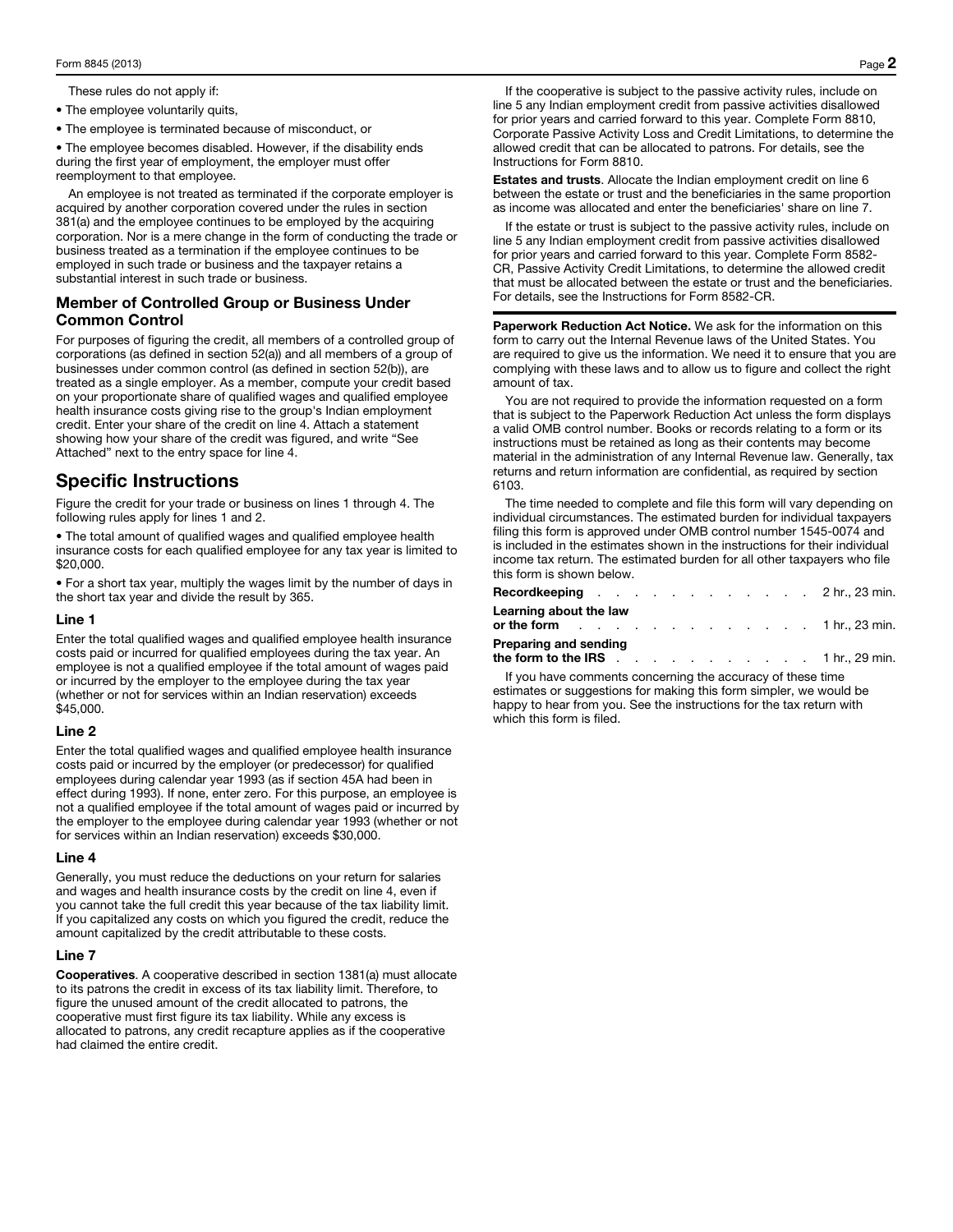These rules do not apply if:

- The employee voluntarily quits,
- The employee is terminated because of misconduct, or
- The employee becomes disabled. However, if the disability ends during the first year of employment, the employer must offer reemployment to that employee.

An employee is not treated as terminated if the corporate employer is acquired by another corporation covered under the rules in section 381(a) and the employee continues to be employed by the acquiring corporation. Nor is a mere change in the form of conducting the trade or business treated as a termination if the employee continues to be employed in such trade or business and the taxpayer retains a substantial interest in such trade or business.

### Member of Controlled Group or Business Under Common Control

For purposes of figuring the credit, all members of a controlled group of corporations (as defined in section 52(a)) and all members of a group of businesses under common control (as defined in section 52(b)), are treated as a single employer. As a member, compute your credit based on your proportionate share of qualified wages and qualified employee health insurance costs giving rise to the group's Indian employment credit. Enter your share of the credit on line 4. Attach a statement showing how your share of the credit was figured, and write "See Attached" next to the entry space for line 4.

## Specific Instructions

Figure the credit for your trade or business on lines 1 through 4. The following rules apply for lines 1 and 2.

- The total amount of qualified wages and qualified employee health insurance costs for each qualified employee for any tax year is limited to $20,000.
- For a short tax year, multiply the wages limit by the number of days in the short tax year and divide the result by 365.

### Line 1

Enter the total qualified wages and qualified employee health insurance costs paid or incurred for qualified employees during the tax year. An employee is not a qualified employee if the total amount of wages paid or incurred by the employer to the employee during the tax year (whether or not for services within an Indian reservation) exceeds $45,000.

### Line 2

Enter the total qualified wages and qualified employee health insurance costs paid or incurred by the employer (or predecessor) for qualified employees during calendar year 1993 (as if section 45A had been in effect during 1993). If none, enter zero. For this purpose, an employee is not a qualified employee if the total amount of wages paid or incurred by the employer to the employee during calendar year 1993 (whether or not for services within an Indian reservation) exceeds $30,000.

### Line 4

Generally, you must reduce the deductions on your return for salaries and wages and health insurance costs by the credit on line 4, even if you cannot take the full credit this year because of the tax liability limit. If you capitalized any costs on which you figured the credit, reduce the amount capitalized by the credit attributable to these costs.

### Line 7

**Cooperatives**. A cooperative described in section 1381(a) must allocate to its patrons the credit in excess of its tax liability limit. Therefore, to figure the unused amount of the credit allocated to patrons, the cooperative must first figure its tax liability. While any excess is allocated to patrons, any credit recapture applies as if the cooperative had claimed the entire credit.

If the cooperative is subject to the passive activity rules, include on line 5 any Indian employment credit from passive activities disallowed for prior years and carried forward to this year. Complete Form 8810, Corporate Passive Activity Loss and Credit Limitations, to determine the allowed credit that can be allocated to patrons. For details, see the Instructions for Form 8810.

**Estates and trusts**. Allocate the Indian employment credit on line 6 between the estate or trust and the beneficiaries in the same proportion as income was allocated and enter the beneficiaries' share on line 7.

If the estate or trust is subject to the passive activity rules, include on line 5 any Indian employment credit from passive activities disallowed for prior years and carried forward to this year. Complete Form 8582-CR, Passive Activity Credit Limitations, to determine the allowed credit that must be allocated between the estate or trust and the beneficiaries. For details, see the Instructions for Form 8582-CR.

**Paperwork Reduction Act Notice.** We ask for the information on this form to carry out the Internal Revenue laws of the United States. You are required to give us the information. We need it to ensure that you are complying with these laws and to allow us to figure and collect the right amount of tax.

You are not required to provide the information requested on a form that is subject to the Paperwork Reduction Act unless the form displays a valid OMB control number. Books or records relating to a form or its instructions must be retained as long as their contents may become material in the administration of any Internal Revenue law. Generally, tax returns and return information are confidential, as required by section 6103.

The time needed to complete and file this form will vary depending on individual circumstances. The estimated burden for individual taxpayers filing this form is approved under OMB control number 1545-0074 and is included in the estimates shown in the instructions for their individual income tax return. The estimated burden for all other taxpayers who file this form is shown below.

| | |
|---|---|
| **Recordkeeping** | 2 hr., 23 min. |
| **Learning about the law or the form** | 1 hr., 23 min. |
| **Preparing and sending the form to the IRS** | 1 hr., 29 min. |

If you have comments concerning the accuracy of these time estimates or suggestions for making this form simpler, we would be happy to hear from you. See the instructions for the tax return with which this form is filed.